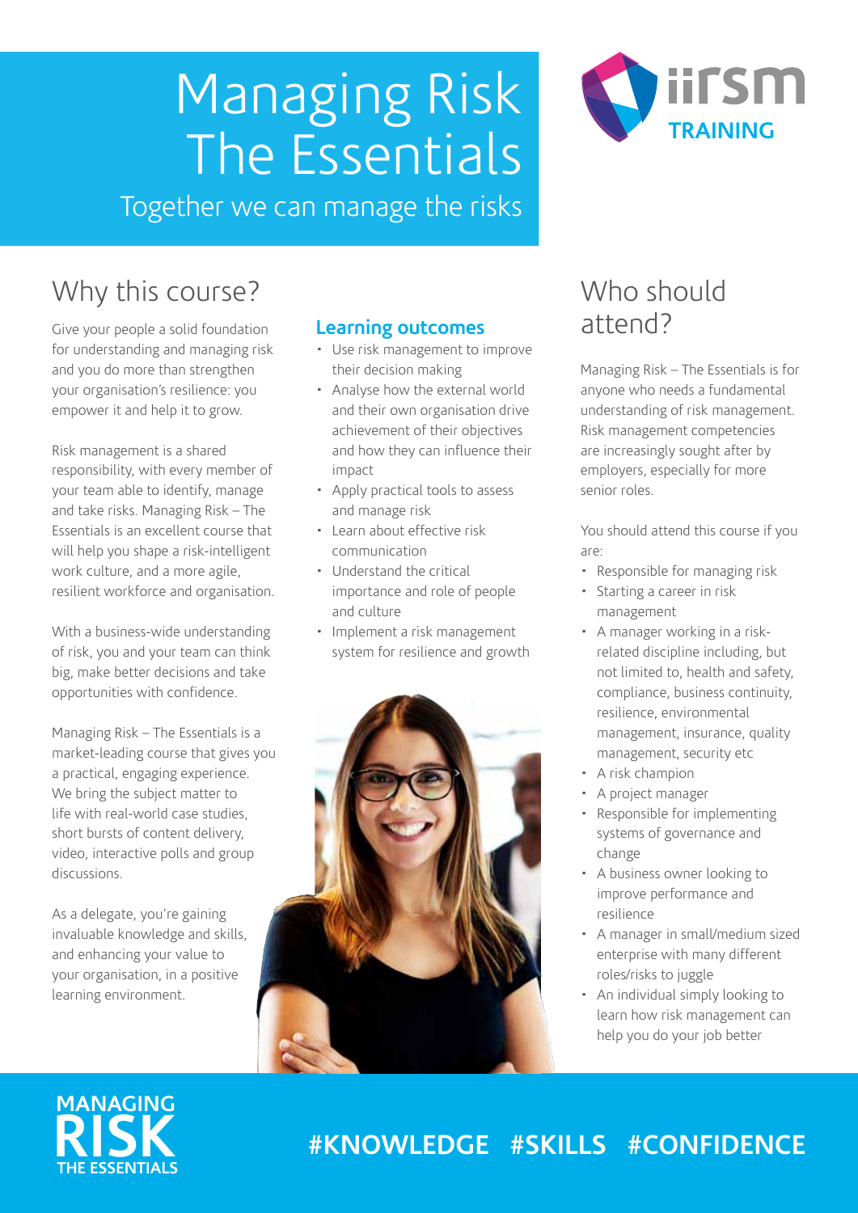# Managing Risk The Essentials

Together we can manage the risks

iirsm TRAINING

## Why this course?

Give your people a solid foundation for understanding and managing risk and you do more than strengthen your organisation's resilience: you empower it and help it to grow.

Risk management is a shared responsibility, with every member of your team able to identify, manage and take risks. Managing Risk – The Essentials is an excellent course that will help you shape a risk-intelligent work culture, and a more agile, resilient workforce and organisation.

With a business-wide understanding of risk, you and your team can think big, make better decisions and take opportunities with confidence.

Managing Risk – The Essentials is a market-leading course that gives you a practical, engaging experience. We bring the subject matter to life with real-world case studies, short bursts of content delivery, video, interactive polls and group discussions.

As a delegate, you're gaining invaluable knowledge and skills, and enhancing your value to your organisation, in a positive learning environment.

### Learning outcomes

- Use risk management to improve their decision making
- Analyse how the external world and their own organisation drive achievement of their objectives and how they can influence their impact
- Apply practical tools to assess and manage risk
- Learn about effective risk communication
- Understand the critical importance and role of people and culture
- Implement a risk management system for resilience and growth

## Who should attend?

Managing Risk – The Essentials is for anyone who needs a fundamental understanding of risk management. Risk management competencies are increasingly sought after by employers, especially for more senior roles.

You should attend this course if you are:

- Responsible for managing risk
- Starting a career in risk management
- A manager working in a risk-related discipline including, but not limited to, health and safety, compliance, business continuity, resilience, environmental management, insurance, quality management, security etc
- A risk champion
- A project manager
- Responsible for implementing systems of governance and change
- A business owner looking to improve performance and resilience
- A manager in small/medium sized enterprise with many different roles/risks to juggle
- An individual simply looking to learn how risk management can help you do your job better

MANAGING RISK THE ESSENTIALS

#KNOWLEDGE #SKILLS #CONFIDENCE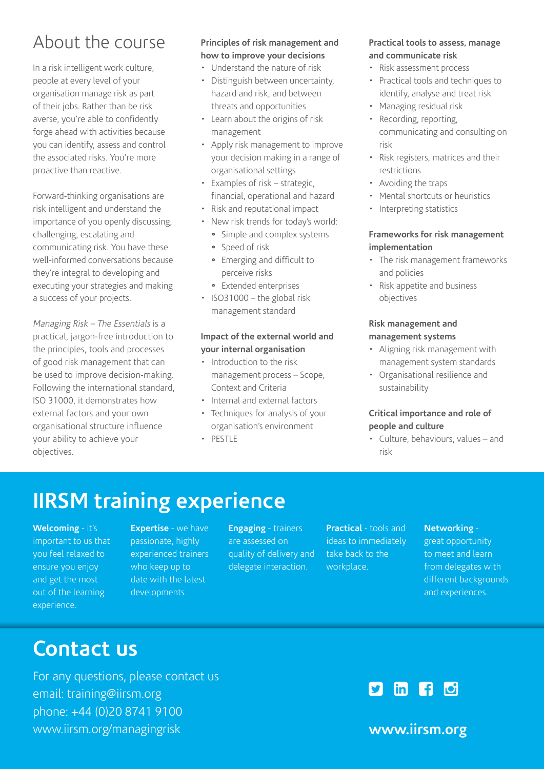## About the course

In a risk intelligent work culture, people at every level of your organisation manage risk as part of their jobs. Rather than be risk averse, you're able to confidently forge ahead with activities because you can identify, assess and control the associated risks. You're more proactive than reactive.

Forward-thinking organisations are risk intelligent and understand the importance of you openly discussing, challenging, escalating and communicating risk. You have these well-informed conversations because they're integral to developing and executing your strategies and making a success of your projects.

*Managing Risk – The Essentials* is a practical, jargon-free introduction to the principles, tools and processes of good risk management that can be used to improve decision-making. Following the international standard, ISO 31000, it demonstrates how external factors and your own organisational structure influence your ability to achieve your objectives.

**Principles of risk management and how to improve your decisions**

- Understand the nature of risk
- Distinguish between uncertainty, hazard and risk, and between threats and opportunities
- Learn about the origins of risk management
- Apply risk management to improve your decision making in a range of organisational settings
- Examples of risk – strategic, financial, operational and hazard
- Risk and reputational impact
- New risk trends for today's world:
  - Simple and complex systems
  - Speed of risk
  - Emerging and difficult to perceive risks
  - Extended enterprises
- ISO31000 – the global risk management standard

**Impact of the external world and your internal organisation**

- Introduction to the risk management process – Scope, Context and Criteria
- Internal and external factors
- Techniques for analysis of your organisation's environment
- PESTLE

**Practical tools to assess, manage and communicate risk**

- Risk assessment process
- Practical tools and techniques to identify, analyse and treat risk
- Managing residual risk
- Recording, reporting, communicating and consulting on risk
- Risk registers, matrices and their restrictions
- Avoiding the traps
- Mental shortcuts or heuristics
- Interpreting statistics

**Frameworks for risk management implementation**

- The risk management frameworks and policies
- Risk appetite and business objectives

**Risk management and management systems**

- Aligning risk management with management system standards
- Organisational resilience and sustainability

**Critical importance and role of people and culture**

- Culture, behaviours, values – and risk

# IIRSM training experience

**Welcoming** - it's important to us that you feel relaxed to ensure you enjoy and get the most out of the learning experience.

**Expertise** - we have passionate, highly experienced trainers who keep up to date with the latest developments.

**Engaging** - trainers are assessed on quality of delivery and delegate interaction.

**Practical** - tools and ideas to immediately take back to the workplace.

**Networking** - great opportunity to meet and learn from delegates with different backgrounds and experiences.

# Contact us

For any questions, please contact us
email: training@iirsm.org
phone: +44 (0)20 8741 9100
www.iirsm.org/managingrisk

**www.iirsm.org**